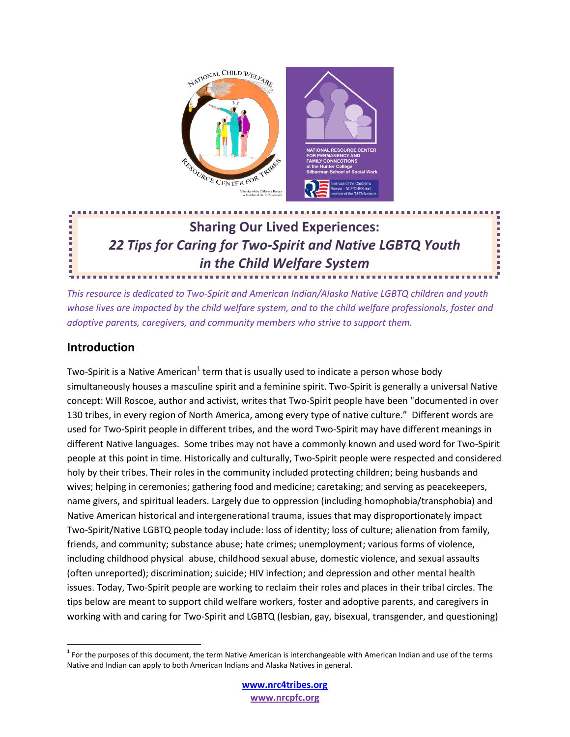# Sharing Our Lived Experiences: *22 Tips for Caring for Two-Spirit and Native LGBTQ Youth in the Child Welfare System*

*This resource is dedicated to Two-Spirit and American Indian/Alaska Native LGBTQ children and youth whose lives are impacted by the child welfare system, and to the child welfare professionals, foster and adoptive parents, caregivers, and community members who strive to support them.*

## Introduction

Two-Spirit is a Native American[1] term that is usually used to indicate a person whose body simultaneously houses a masculine spirit and a feminine spirit. Two-Spirit is generally a universal Native concept: Will Roscoe, author and activist, writes that Two-Spirit people have been "documented in over 130 tribes, in every region of North America, among every type of native culture." Different words are used for Two-Spirit people in different tribes, and the word Two-Spirit may have different meanings in different Native languages. Some tribes may not have a commonly known and used word for Two-Spirit people at this point in time. Historically and culturally, Two-Spirit people were respected and considered holy by their tribes. Their roles in the community included protecting children; being husbands and wives; helping in ceremonies; gathering food and medicine; caretaking; and serving as peacekeepers, name givers, and spiritual leaders. Largely due to oppression (including homophobia/transphobia) and Native American historical and intergenerational trauma, issues that may disproportionately impact Two-Spirit/Native LGBTQ people today include: loss of identity; loss of culture; alienation from family, friends, and community; substance abuse; hate crimes; unemployment; various forms of violence, including childhood physical abuse, childhood sexual abuse, domestic violence, and sexual assaults (often unreported); discrimination; suicide; HIV infection; and depression and other mental health issues. Today, Two-Spirit people are working to reclaim their roles and places in their tribal circles. The tips below are meant to support child welfare workers, foster and adoptive parents, and caregivers in working with and caring for Two-Spirit and LGBTQ (lesbian, gay, bisexual, transgender, and questioning)

[1] For the purposes of this document, the term Native American is interchangeable with American Indian and use of the terms Native and Indian can apply to both American Indians and Alaska Natives in general.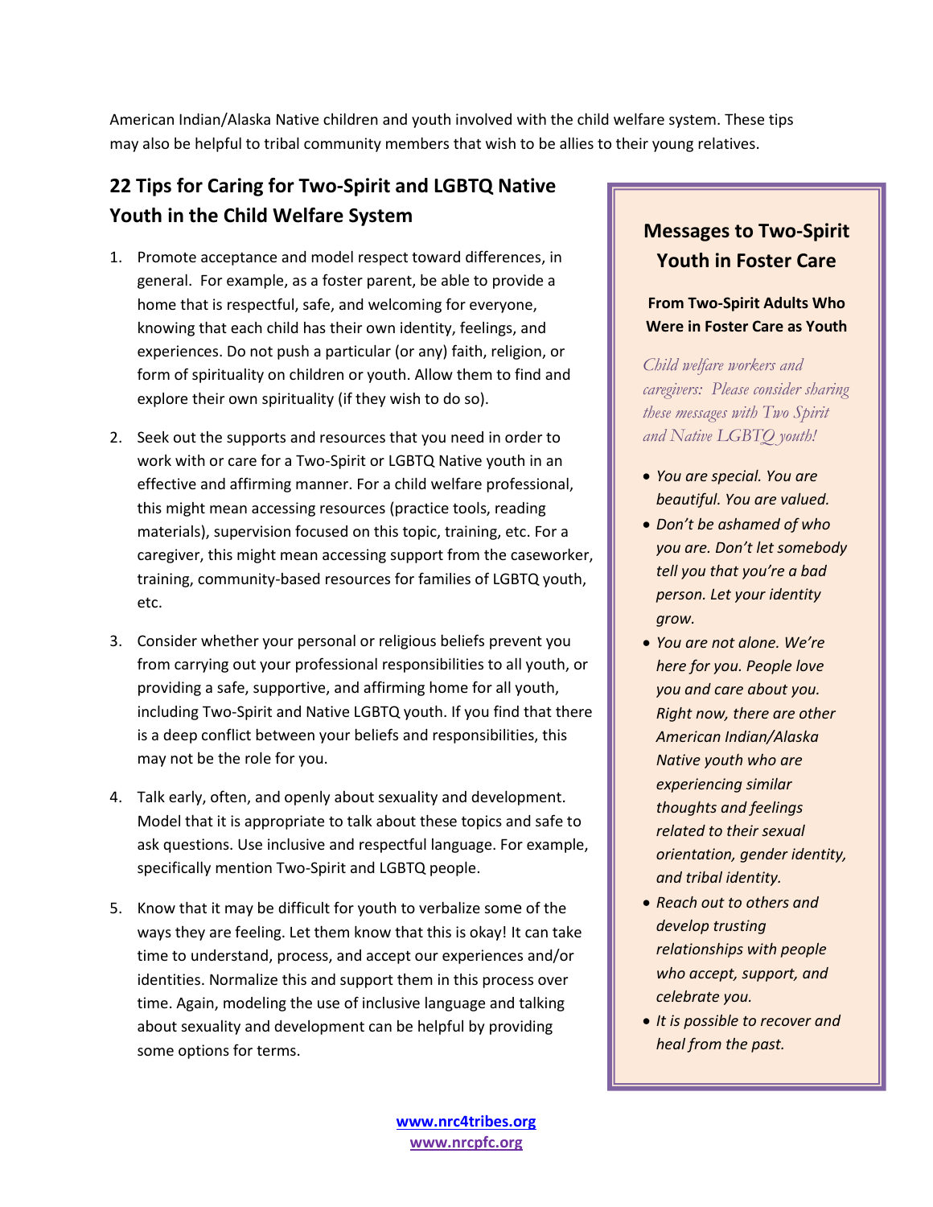American Indian/Alaska Native children and youth involved with the child welfare system. These tips may also be helpful to tribal community members that wish to be allies to their young relatives.

## 22 Tips for Caring for Two-Spirit and LGBTQ Native Youth in the Child Welfare System

1. Promote acceptance and model respect toward differences, in general. For example, as a foster parent, be able to provide a home that is respectful, safe, and welcoming for everyone, knowing that each child has their own identity, feelings, and experiences. Do not push a particular (or any) faith, religion, or form of spirituality on children or youth. Allow them to find and explore their own spirituality (if they wish to do so).

2. Seek out the supports and resources that you need in order to work with or care for a Two-Spirit or LGBTQ Native youth in an effective and affirming manner. For a child welfare professional, this might mean accessing resources (practice tools, reading materials), supervision focused on this topic, training, etc. For a caregiver, this might mean accessing support from the caseworker, training, community-based resources for families of LGBTQ youth, etc.

3. Consider whether your personal or religious beliefs prevent you from carrying out your professional responsibilities to all youth, or providing a safe, supportive, and affirming home for all youth, including Two-Spirit and Native LGBTQ youth. If you find that there is a deep conflict between your beliefs and responsibilities, this may not be the role for you.

4. Talk early, often, and openly about sexuality and development. Model that it is appropriate to talk about these topics and safe to ask questions. Use inclusive and respectful language. For example, specifically mention Two-Spirit and LGBTQ people.

5. Know that it may be difficult for youth to verbalize some of the ways they are feeling. Let them know that this is okay! It can take time to understand, process, and accept our experiences and/or identities. Normalize this and support them in this process over time. Again, modeling the use of inclusive language and talking about sexuality and development can be helpful by providing some options for terms.

### Messages to Two-Spirit Youth in Foster Care

**From Two-Spirit Adults Who Were in Foster Care as Youth**

*Child welfare workers and caregivers: Please consider sharing these messages with Two Spirit and Native LGBTQ youth!*

- *You are special. You are beautiful. You are valued.*
- *Don't be ashamed of who you are. Don't let somebody tell you that you're a bad person. Let your identity grow.*
- *You are not alone. We're here for you. People love you and care about you. Right now, there are other American Indian/Alaska Native youth who are experiencing similar thoughts and feelings related to their sexual orientation, gender identity, and tribal identity.*
- *Reach out to others and develop trusting relationships with people who accept, support, and celebrate you.*
- *It is possible to recover and heal from the past.*

www.nrc4tribes.org
www.nrcpfc.org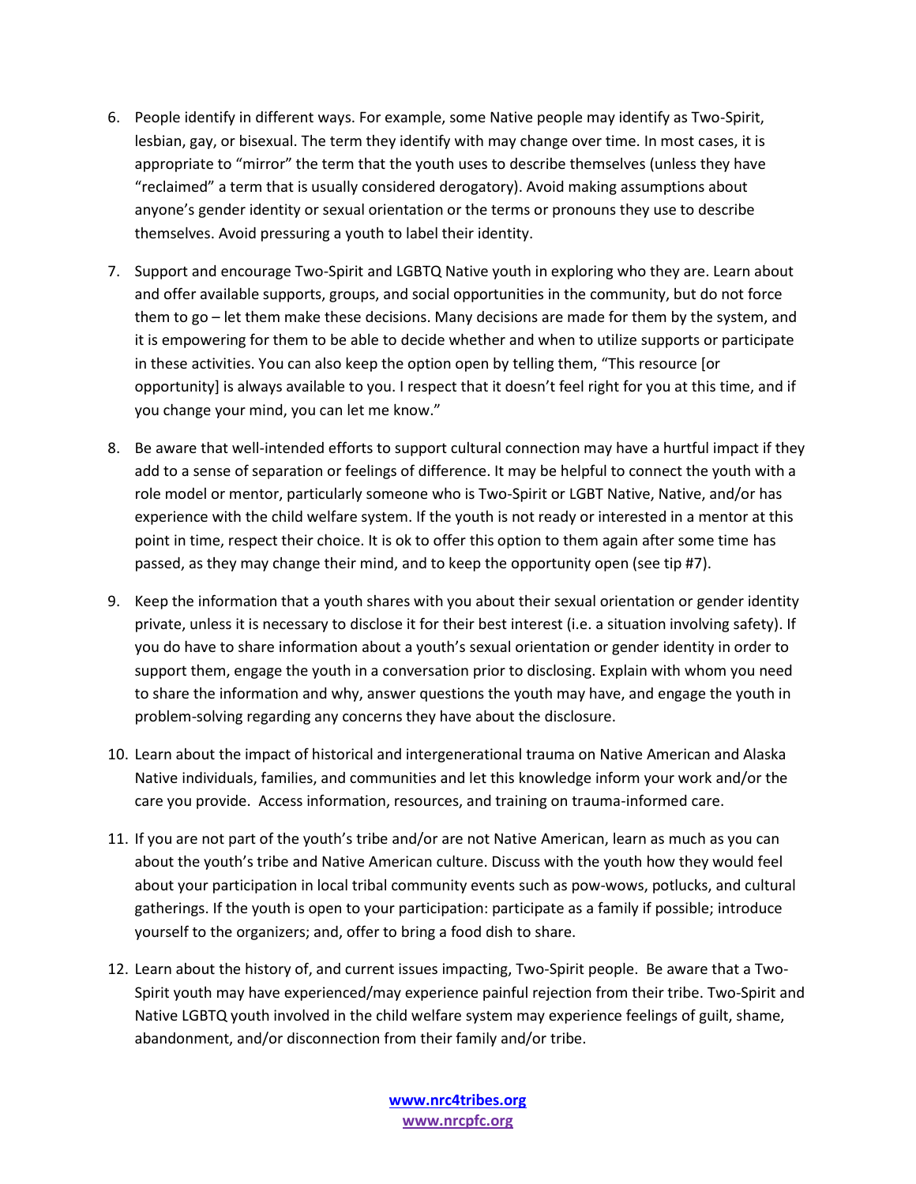6. People identify in different ways. For example, some Native people may identify as Two-Spirit, lesbian, gay, or bisexual. The term they identify with may change over time. In most cases, it is appropriate to "mirror" the term that the youth uses to describe themselves (unless they have "reclaimed" a term that is usually considered derogatory). Avoid making assumptions about anyone's gender identity or sexual orientation or the terms or pronouns they use to describe themselves. Avoid pressuring a youth to label their identity.

7. Support and encourage Two-Spirit and LGBTQ Native youth in exploring who they are. Learn about and offer available supports, groups, and social opportunities in the community, but do not force them to go – let them make these decisions. Many decisions are made for them by the system, and it is empowering for them to be able to decide whether and when to utilize supports or participate in these activities. You can also keep the option open by telling them, "This resource [or opportunity] is always available to you. I respect that it doesn't feel right for you at this time, and if you change your mind, you can let me know."

8. Be aware that well-intended efforts to support cultural connection may have a hurtful impact if they add to a sense of separation or feelings of difference. It may be helpful to connect the youth with a role model or mentor, particularly someone who is Two-Spirit or LGBT Native, Native, and/or has experience with the child welfare system. If the youth is not ready or interested in a mentor at this point in time, respect their choice. It is ok to offer this option to them again after some time has passed, as they may change their mind, and to keep the opportunity open (see tip #7).

9. Keep the information that a youth shares with you about their sexual orientation or gender identity private, unless it is necessary to disclose it for their best interest (i.e. a situation involving safety). If you do have to share information about a youth's sexual orientation or gender identity in order to support them, engage the youth in a conversation prior to disclosing. Explain with whom you need to share the information and why, answer questions the youth may have, and engage the youth in problem-solving regarding any concerns they have about the disclosure.

10. Learn about the impact of historical and intergenerational trauma on Native American and Alaska Native individuals, families, and communities and let this knowledge inform your work and/or the care you provide. Access information, resources, and training on trauma-informed care.

11. If you are not part of the youth's tribe and/or are not Native American, learn as much as you can about the youth's tribe and Native American culture. Discuss with the youth how they would feel about your participation in local tribal community events such as pow-wows, potlucks, and cultural gatherings. If the youth is open to your participation: participate as a family if possible; introduce yourself to the organizers; and, offer to bring a food dish to share.

12. Learn about the history of, and current issues impacting, Two-Spirit people. Be aware that a Two-Spirit youth may have experienced/may experience painful rejection from their tribe. Two-Spirit and Native LGBTQ youth involved in the child welfare system may experience feelings of guilt, shame, abandonment, and/or disconnection from their family and/or tribe.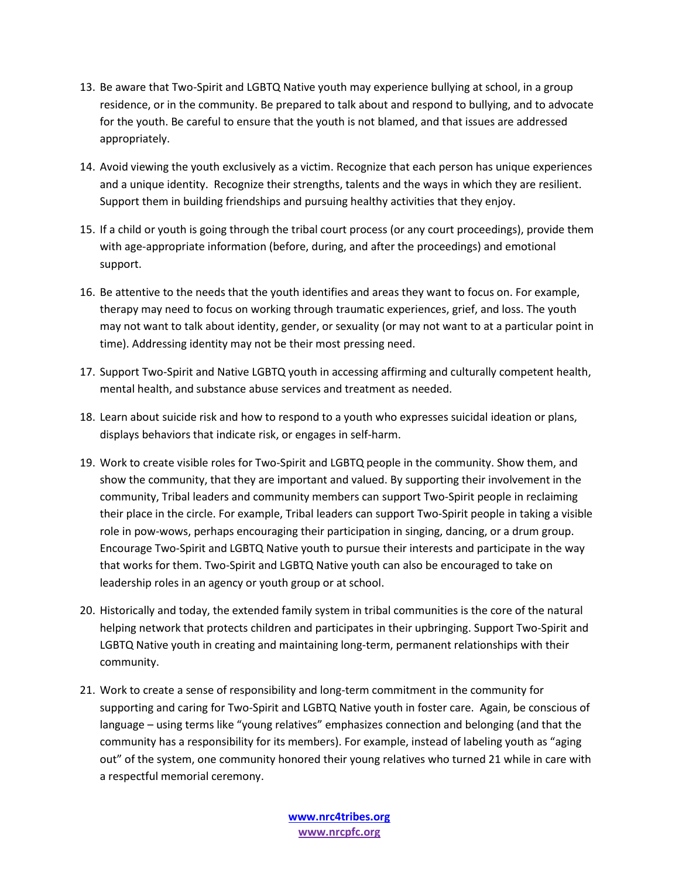13. Be aware that Two-Spirit and LGBTQ Native youth may experience bullying at school, in a group residence, or in the community. Be prepared to talk about and respond to bullying, and to advocate for the youth. Be careful to ensure that the youth is not blamed, and that issues are addressed appropriately.

14. Avoid viewing the youth exclusively as a victim. Recognize that each person has unique experiences and a unique identity. Recognize their strengths, talents and the ways in which they are resilient. Support them in building friendships and pursuing healthy activities that they enjoy.

15. If a child or youth is going through the tribal court process (or any court proceedings), provide them with age-appropriate information (before, during, and after the proceedings) and emotional support.

16. Be attentive to the needs that the youth identifies and areas they want to focus on. For example, therapy may need to focus on working through traumatic experiences, grief, and loss. The youth may not want to talk about identity, gender, or sexuality (or may not want to at a particular point in time). Addressing identity may not be their most pressing need.

17. Support Two-Spirit and Native LGBTQ youth in accessing affirming and culturally competent health, mental health, and substance abuse services and treatment as needed.

18. Learn about suicide risk and how to respond to a youth who expresses suicidal ideation or plans, displays behaviors that indicate risk, or engages in self-harm.

19. Work to create visible roles for Two-Spirit and LGBTQ people in the community. Show them, and show the community, that they are important and valued. By supporting their involvement in the community, Tribal leaders and community members can support Two-Spirit people in reclaiming their place in the circle. For example, Tribal leaders can support Two-Spirit people in taking a visible role in pow-wows, perhaps encouraging their participation in singing, dancing, or a drum group. Encourage Two-Spirit and LGBTQ Native youth to pursue their interests and participate in the way that works for them. Two-Spirit and LGBTQ Native youth can also be encouraged to take on leadership roles in an agency or youth group or at school.

20. Historically and today, the extended family system in tribal communities is the core of the natural helping network that protects children and participates in their upbringing. Support Two-Spirit and LGBTQ Native youth in creating and maintaining long-term, permanent relationships with their community.

21. Work to create a sense of responsibility and long-term commitment in the community for supporting and caring for Two-Spirit and LGBTQ Native youth in foster care. Again, be conscious of language – using terms like "young relatives" emphasizes connection and belonging (and that the community has a responsibility for its members). For example, instead of labeling youth as "aging out" of the system, one community honored their young relatives who turned 21 while in care with a respectful memorial ceremony.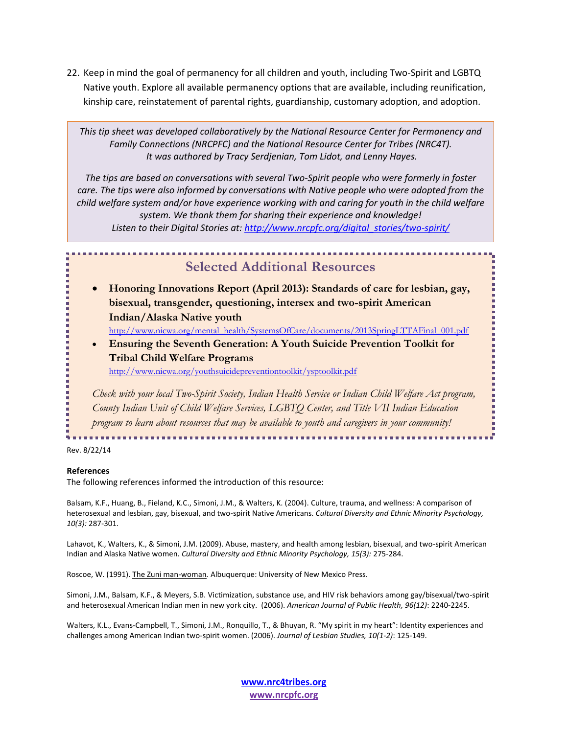22. Keep in mind the goal of permanency for all children and youth, including Two-Spirit and LGBTQ Native youth. Explore all available permanency options that are available, including reunification, kinship care, reinstatement of parental rights, guardianship, customary adoption, and adoption.

*This tip sheet was developed collaboratively by the National Resource Center for Permanency and Family Connections (NRCPFC) and the National Resource Center for Tribes (NRC4T). It was authored by Tracy Serdjenian, Tom Lidot, and Lenny Hayes.*

*The tips are based on conversations with several Two-Spirit people who were formerly in foster care. The tips were also informed by conversations with Native people who were adopted from the child welfare system and/or have experience working with and caring for youth in the child welfare system. We thank them for sharing their experience and knowledge! Listen to their Digital Stories at: http://www.nrcpfc.org/digital_stories/two-spirit/*

## Selected Additional Resources

- **Honoring Innovations Report (April 2013): Standards of care for lesbian, gay, bisexual, transgender, questioning, intersex and two-spirit American Indian/Alaska Native youth**
  http://www.nicwa.org/mental_health/SystemsOfCare/documents/2013SpringLTTAFinal_001.pdf
- **Ensuring the Seventh Generation: A Youth Suicide Prevention Toolkit for Tribal Child Welfare Programs**
  http://www.nicwa.org/youthsuicidepreventiontoolkit/ysptoolkit.pdf

*Check with your local Two-Spirit Society, Indian Health Service or Indian Child Welfare Act program, County Indian Unit of Child Welfare Services, LGBTQ Center, and Title VII Indian Education program to learn about resources that may be available to youth and caregivers in your community!*

Rev. 8/22/14

**References**

The following references informed the introduction of this resource:

Balsam, K.F., Huang, B., Fieland, K.C., Simoni, J.M., & Walters, K. (2004). Culture, trauma, and wellness: A comparison of heterosexual and lesbian, gay, bisexual, and two-spirit Native Americans. *Cultural Diversity and Ethnic Minority Psychology, 10(3):* 287-301.

Lahavot, K., Walters, K., & Simoni, J.M. (2009). Abuse, mastery, and health among lesbian, bisexual, and two-spirit American Indian and Alaska Native women. *Cultural Diversity and Ethnic Minority Psychology, 15(3):* 275-284.

Roscoe, W. (1991). The Zuni man-woman*.* Albuquerque: University of New Mexico Press.

Simoni, J.M., Balsam, K.F., & Meyers, S.B. Victimization, substance use, and HIV risk behaviors among gay/bisexual/two-spirit and heterosexual American Indian men in new york city. (2006). *American Journal of Public Health, 96(12)*: 2240-2245.

Walters, K.L., Evans-Campbell, T., Simoni, J.M., Ronquillo, T., & Bhuyan, R. "My spirit in my heart": Identity experiences and challenges among American Indian two-spirit women. (2006). *Journal of Lesbian Studies, 10(1-2)*: 125-149.

**www.nrc4tribes.org**
**www.nrcpfc.org**